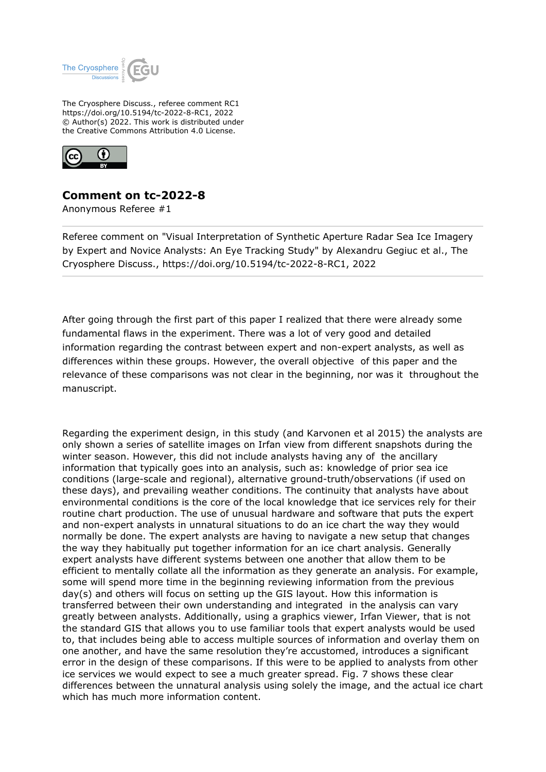The Cryosphere Discuss., referee comment RC1
https://doi.org/10.5194/tc-2022-8-RC1, 2022
© Author(s) 2022. This work is distributed under
the Creative Commons Attribution 4.0 License.

## Comment on tc-2022-8

Anonymous Referee #1

Referee comment on "Visual Interpretation of Synthetic Aperture Radar Sea Ice Imagery by Expert and Novice Analysts: An Eye Tracking Study" by Alexandru Gegiuc et al., The Cryosphere Discuss., https://doi.org/10.5194/tc-2022-8-RC1, 2022

After going through the first part of this paper I realized that there were already some fundamental flaws in the experiment. There was a lot of very good and detailed information regarding the contrast between expert and non-expert analysts, as well as differences within these groups. However, the overall objective of this paper and the relevance of these comparisons was not clear in the beginning, nor was it throughout the manuscript.

Regarding the experiment design, in this study (and Karvonen et al 2015) the analysts are only shown a series of satellite images on Irfan view from different snapshots during the winter season. However, this did not include analysts having any of the ancillary information that typically goes into an analysis, such as: knowledge of prior sea ice conditions (large-scale and regional), alternative ground-truth/observations (if used on these days), and prevailing weather conditions. The continuity that analysts have about environmental conditions is the core of the local knowledge that ice services rely for their routine chart production. The use of unusual hardware and software that puts the expert and non-expert analysts in unnatural situations to do an ice chart the way they would normally be done. The expert analysts are having to navigate a new setup that changes the way they habitually put together information for an ice chart analysis. Generally expert analysts have different systems between one another that allow them to be efficient to mentally collate all the information as they generate an analysis. For example, some will spend more time in the beginning reviewing information from the previous day(s) and others will focus on setting up the GIS layout. How this information is transferred between their own understanding and integrated in the analysis can vary greatly between analysts. Additionally, using a graphics viewer, Irfan Viewer, that is not the standard GIS that allows you to use familiar tools that expert analysts would be used to, that includes being able to access multiple sources of information and overlay them on one another, and have the same resolution they're accustomed, introduces a significant error in the design of these comparisons. If this were to be applied to analysts from other ice services we would expect to see a much greater spread. Fig. 7 shows these clear differences between the unnatural analysis using solely the image, and the actual ice chart which has much more information content.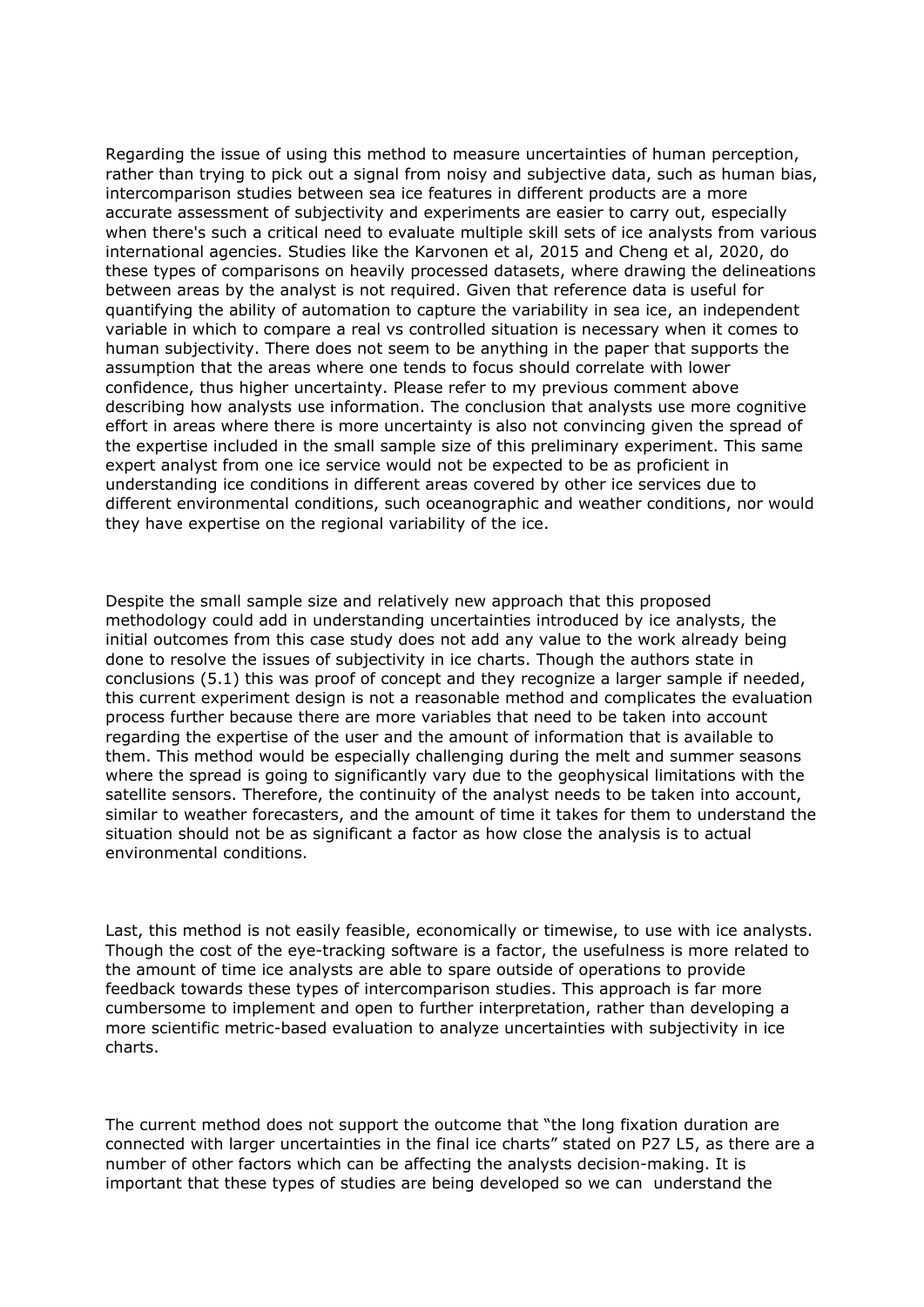Regarding the issue of using this method to measure uncertainties of human perception, rather than trying to pick out a signal from noisy and subjective data, such as human bias, intercomparison studies between sea ice features in different products are a more accurate assessment of subjectivity and experiments are easier to carry out, especially when there's such a critical need to evaluate multiple skill sets of ice analysts from various international agencies. Studies like the Karvonen et al, 2015 and Cheng et al, 2020, do these types of comparisons on heavily processed datasets, where drawing the delineations between areas by the analyst is not required. Given that reference data is useful for quantifying the ability of automation to capture the variability in sea ice, an independent variable in which to compare a real vs controlled situation is necessary when it comes to human subjectivity. There does not seem to be anything in the paper that supports the assumption that the areas where one tends to focus should correlate with lower confidence, thus higher uncertainty. Please refer to my previous comment above describing how analysts use information. The conclusion that analysts use more cognitive effort in areas where there is more uncertainty is also not convincing given the spread of the expertise included in the small sample size of this preliminary experiment. This same expert analyst from one ice service would not be expected to be as proficient in understanding ice conditions in different areas covered by other ice services due to different environmental conditions, such oceanographic and weather conditions, nor would they have expertise on the regional variability of the ice.

Despite the small sample size and relatively new approach that this proposed methodology could add in understanding uncertainties introduced by ice analysts, the initial outcomes from this case study does not add any value to the work already being done to resolve the issues of subjectivity in ice charts. Though the authors state in conclusions (5.1) this was proof of concept and they recognize a larger sample if needed, this current experiment design is not a reasonable method and complicates the evaluation process further because there are more variables that need to be taken into account regarding the expertise of the user and the amount of information that is available to them. This method would be especially challenging during the melt and summer seasons where the spread is going to significantly vary due to the geophysical limitations with the satellite sensors. Therefore, the continuity of the analyst needs to be taken into account, similar to weather forecasters, and the amount of time it takes for them to understand the situation should not be as significant a factor as how close the analysis is to actual environmental conditions.

Last, this method is not easily feasible, economically or timewise, to use with ice analysts. Though the cost of the eye-tracking software is a factor, the usefulness is more related to the amount of time ice analysts are able to spare outside of operations to provide feedback towards these types of intercomparison studies. This approach is far more cumbersome to implement and open to further interpretation, rather than developing a more scientific metric-based evaluation to analyze uncertainties with subjectivity in ice charts.

The current method does not support the outcome that "the long fixation duration are connected with larger uncertainties in the final ice charts" stated on P27 L5, as there are a number of other factors which can be affecting the analysts decision-making. It is important that these types of studies are being developed so we can understand the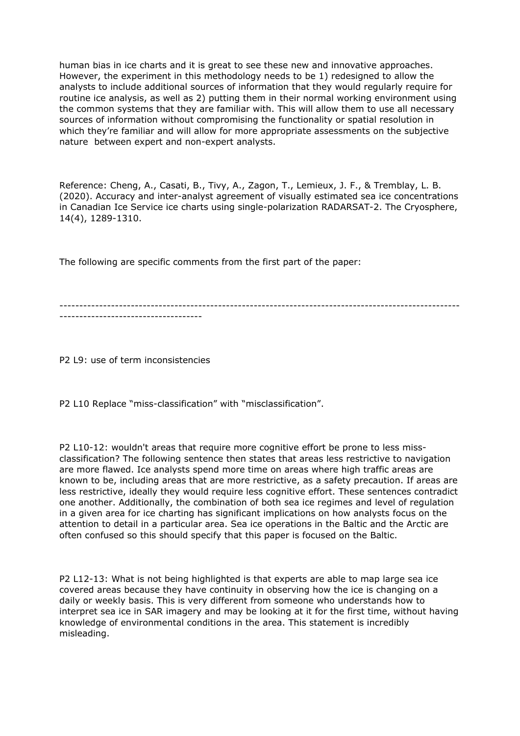human bias in ice charts and it is great to see these new and innovative approaches. However, the experiment in this methodology needs to be 1) redesigned to allow the analysts to include additional sources of information that they would regularly require for routine ice analysis, as well as 2) putting them in their normal working environment using the common systems that they are familiar with. This will allow them to use all necessary sources of information without compromising the functionality or spatial resolution in which they're familiar and will allow for more appropriate assessments on the subjective nature between expert and non-expert analysts.

Reference: Cheng, A., Casati, B., Tivy, A., Zagon, T., Lemieux, J. F., & Tremblay, L. B. (2020). Accuracy and inter-analyst agreement of visually estimated sea ice concentrations in Canadian Ice Service ice charts using single-polarization RADARSAT-2. The Cryosphere, 14(4), 1289-1310.

The following are specific comments from the first part of the paper:

---

P2 L9: use of term inconsistencies

P2 L10 Replace "miss-classification" with "misclassification".

P2 L10-12: wouldn't areas that require more cognitive effort be prone to less miss-classification? The following sentence then states that areas less restrictive to navigation are more flawed. Ice analysts spend more time on areas where high traffic areas are known to be, including areas that are more restrictive, as a safety precaution. If areas are less restrictive, ideally they would require less cognitive effort. These sentences contradict one another. Additionally, the combination of both sea ice regimes and level of regulation in a given area for ice charting has significant implications on how analysts focus on the attention to detail in a particular area. Sea ice operations in the Baltic and the Arctic are often confused so this should specify that this paper is focused on the Baltic.

P2 L12-13: What is not being highlighted is that experts are able to map large sea ice covered areas because they have continuity in observing how the ice is changing on a daily or weekly basis. This is very different from someone who understands how to interpret sea ice in SAR imagery and may be looking at it for the first time, without having knowledge of environmental conditions in the area. This statement is incredibly misleading.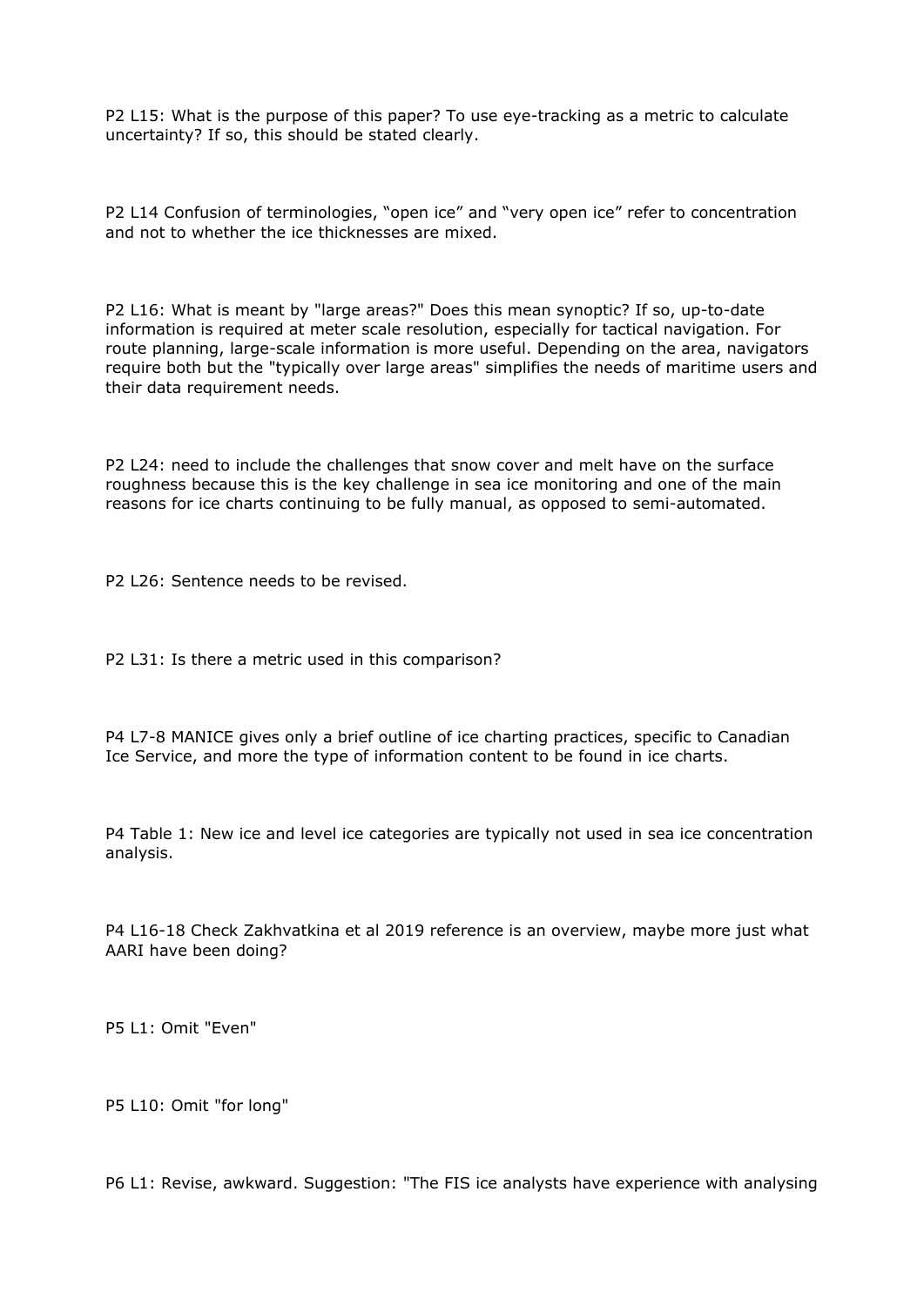P2 L15: What is the purpose of this paper? To use eye-tracking as a metric to calculate uncertainty? If so, this should be stated clearly.

P2 L14 Confusion of terminologies, “open ice” and “very open ice” refer to concentration and not to whether the ice thicknesses are mixed.

P2 L16: What is meant by "large areas?" Does this mean synoptic? If so, up-to-date information is required at meter scale resolution, especially for tactical navigation. For route planning, large-scale information is more useful. Depending on the area, navigators require both but the "typically over large areas" simplifies the needs of maritime users and their data requirement needs.

P2 L24: need to include the challenges that snow cover and melt have on the surface roughness because this is the key challenge in sea ice monitoring and one of the main reasons for ice charts continuing to be fully manual, as opposed to semi-automated.

P2 L26: Sentence needs to be revised.

P2 L31: Is there a metric used in this comparison?

P4 L7-8 MANICE gives only a brief outline of ice charting practices, specific to Canadian Ice Service, and more the type of information content to be found in ice charts.

P4 Table 1: New ice and level ice categories are typically not used in sea ice concentration analysis.

P4 L16-18 Check Zakhvatkina et al 2019 reference is an overview, maybe more just what AARI have been doing?

P5 L1: Omit "Even"

P5 L10: Omit "for long"

P6 L1: Revise, awkward. Suggestion: "The FIS ice analysts have experience with analysing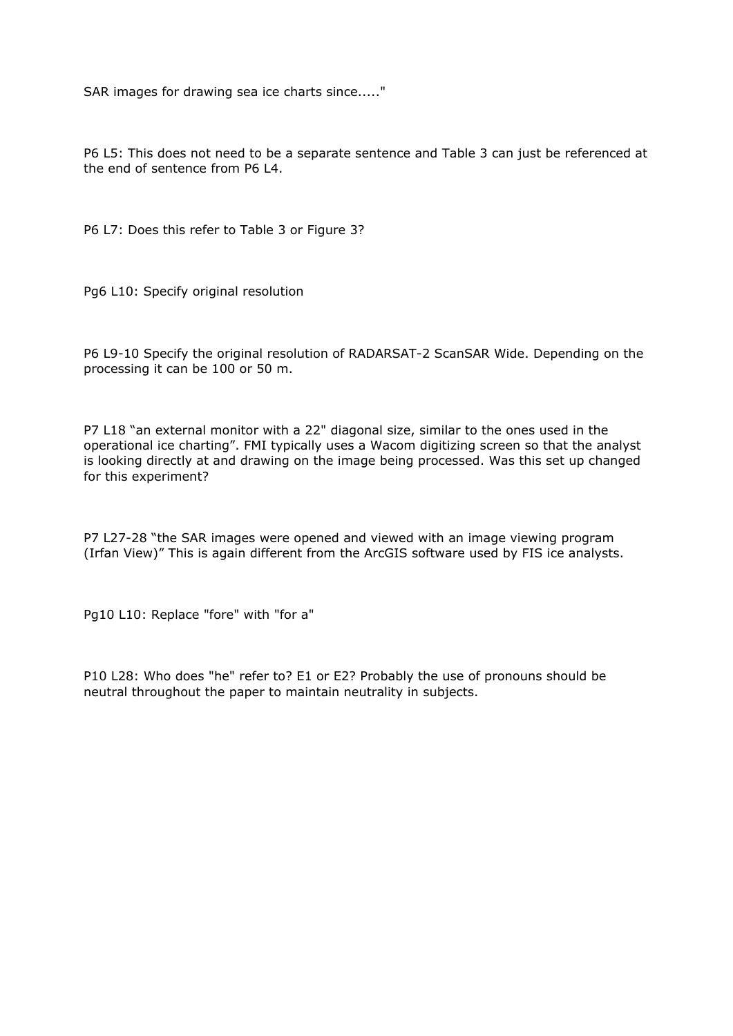SAR images for drawing sea ice charts since....."

P6 L5: This does not need to be a separate sentence and Table 3 can just be referenced at the end of sentence from P6 L4.

P6 L7: Does this refer to Table 3 or Figure 3?

Pg6 L10: Specify original resolution

P6 L9-10 Specify the original resolution of RADARSAT-2 ScanSAR Wide. Depending on the processing it can be 100 or 50 m.

P7 L18 "an external monitor with a 22" diagonal size, similar to the ones used in the operational ice charting". FMI typically uses a Wacom digitizing screen so that the analyst is looking directly at and drawing on the image being processed. Was this set up changed for this experiment?

P7 L27-28 "the SAR images were opened and viewed with an image viewing program (Irfan View)" This is again different from the ArcGIS software used by FIS ice analysts.

Pg10 L10: Replace "fore" with "for a"

P10 L28: Who does "he" refer to? E1 or E2? Probably the use of pronouns should be neutral throughout the paper to maintain neutrality in subjects.